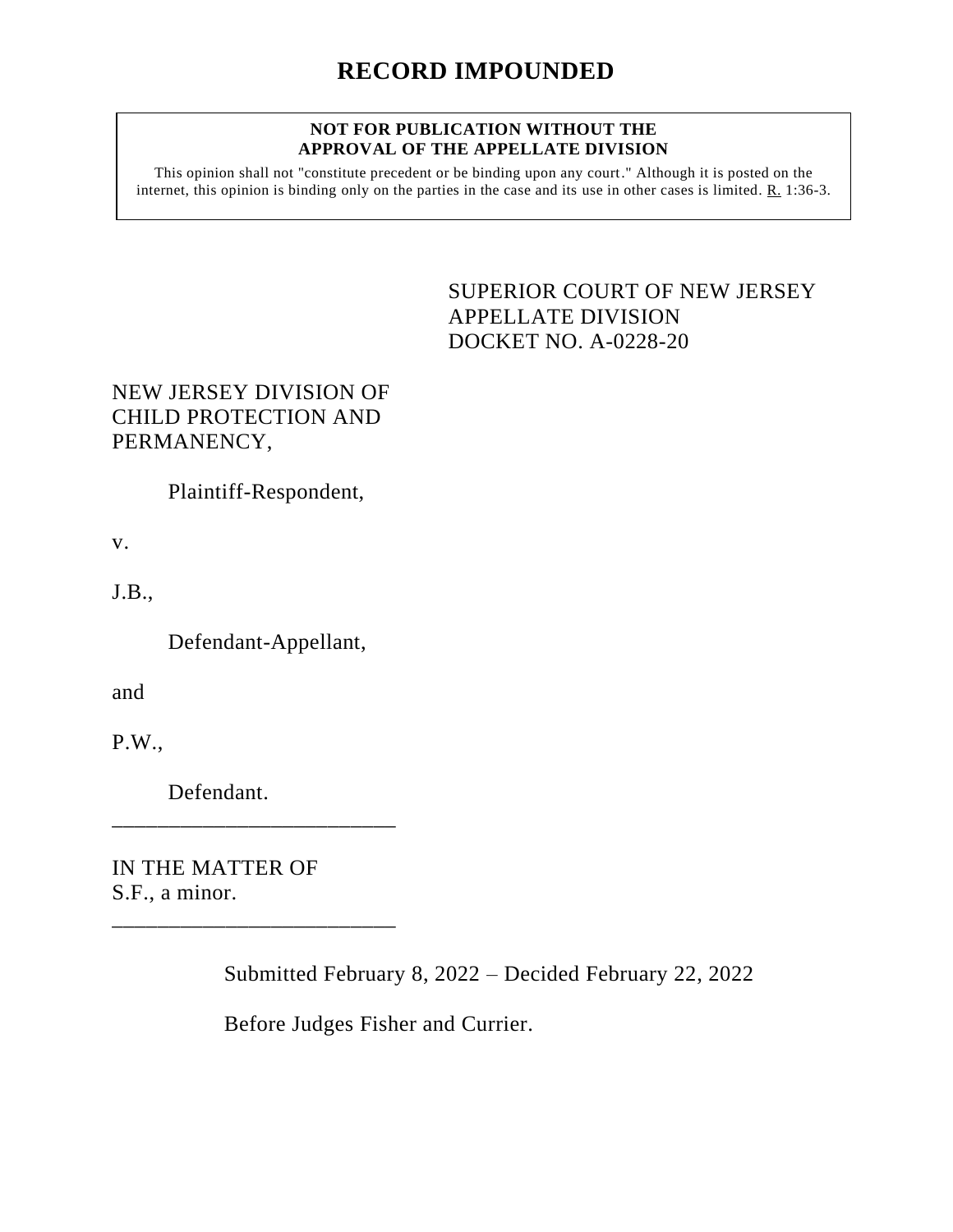# RECORD IMPOUNDED

**NOT FOR PUBLICATION WITHOUT THE APPROVAL OF THE APPELLATE DIVISION**

This opinion shall not "constitute precedent or be binding upon any court." Although it is posted on the internet, this opinion is binding only on the parties in the case and its use in other cases is limited. R. 1:36-3.

SUPERIOR COURT OF NEW JERSEY
APPELLATE DIVISION
DOCKET NO. A-0228-20

NEW JERSEY DIVISION OF CHILD PROTECTION AND PERMANENCY,

Plaintiff-Respondent,

v.

J.B.,

Defendant-Appellant,

and

P.W.,

Defendant.

\_\_\_\_\_\_\_\_\_\_\_\_\_\_\_\_\_\_\_\_\_\_\_\_\_\_

IN THE MATTER OF S.F., a minor.

\_\_\_\_\_\_\_\_\_\_\_\_\_\_\_\_\_\_\_\_\_\_\_\_\_\_

Submitted February 8, 2022 – Decided February 22, 2022

Before Judges Fisher and Currier.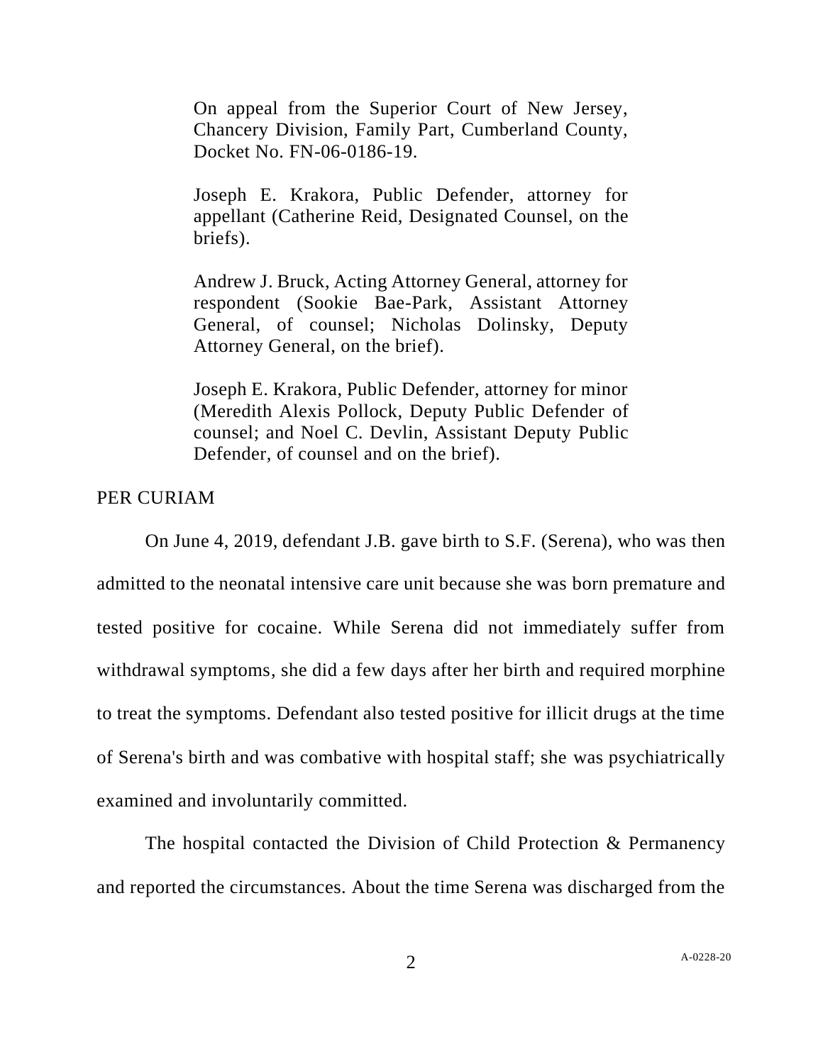On appeal from the Superior Court of New Jersey, Chancery Division, Family Part, Cumberland County, Docket No. FN-06-0186-19.

Joseph E. Krakora, Public Defender, attorney for appellant (Catherine Reid, Designated Counsel, on the briefs).

Andrew J. Bruck, Acting Attorney General, attorney for respondent (Sookie Bae-Park, Assistant Attorney General, of counsel; Nicholas Dolinsky, Deputy Attorney General, on the brief).

Joseph E. Krakora, Public Defender, attorney for minor (Meredith Alexis Pollock, Deputy Public Defender of counsel; and Noel C. Devlin, Assistant Deputy Public Defender, of counsel and on the brief).

PER CURIAM

On June 4, 2019, defendant J.B. gave birth to S.F. (Serena), who was then admitted to the neonatal intensive care unit because she was born premature and tested positive for cocaine. While Serena did not immediately suffer from withdrawal symptoms, she did a few days after her birth and required morphine to treat the symptoms. Defendant also tested positive for illicit drugs at the time of Serena's birth and was combative with hospital staff; she was psychiatrically examined and involuntarily committed.

The hospital contacted the Division of Child Protection & Permanency and reported the circumstances. About the time Serena was discharged from the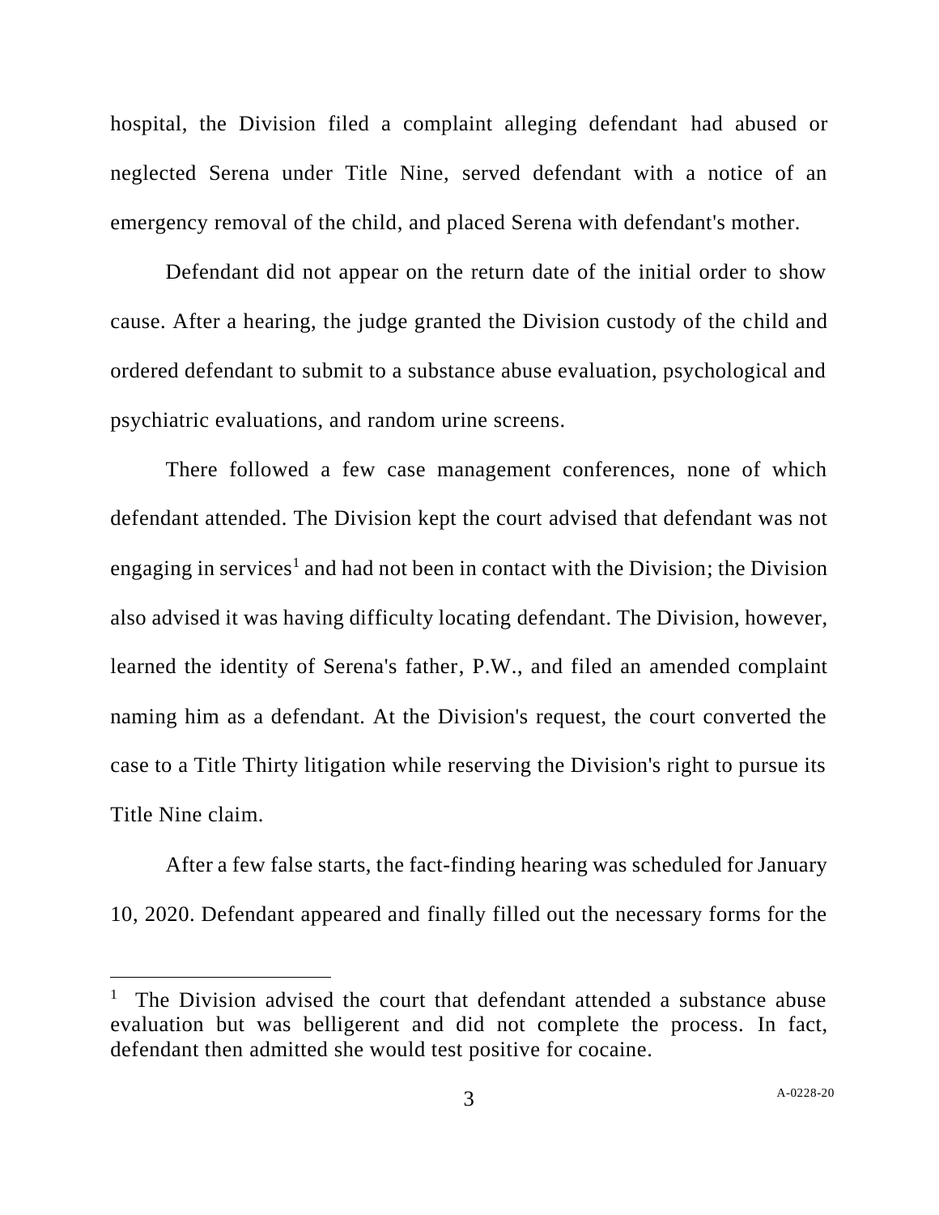hospital, the Division filed a complaint alleging defendant had abused or neglected Serena under Title Nine, served defendant with a notice of an emergency removal of the child, and placed Serena with defendant's mother.

Defendant did not appear on the return date of the initial order to show cause. After a hearing, the judge granted the Division custody of the child and ordered defendant to submit to a substance abuse evaluation, psychological and psychiatric evaluations, and random urine screens.

There followed a few case management conferences, none of which defendant attended. The Division kept the court advised that defendant was not engaging in services[1] and had not been in contact with the Division; the Division also advised it was having difficulty locating defendant. The Division, however, learned the identity of Serena's father, P.W., and filed an amended complaint naming him as a defendant. At the Division's request, the court converted the case to a Title Thirty litigation while reserving the Division's right to pursue its Title Nine claim.

After a few false starts, the fact-finding hearing was scheduled for January 10, 2020. Defendant appeared and finally filled out the necessary forms for the

[1] The Division advised the court that defendant attended a substance abuse evaluation but was belligerent and did not complete the process. In fact, defendant then admitted she would test positive for cocaine.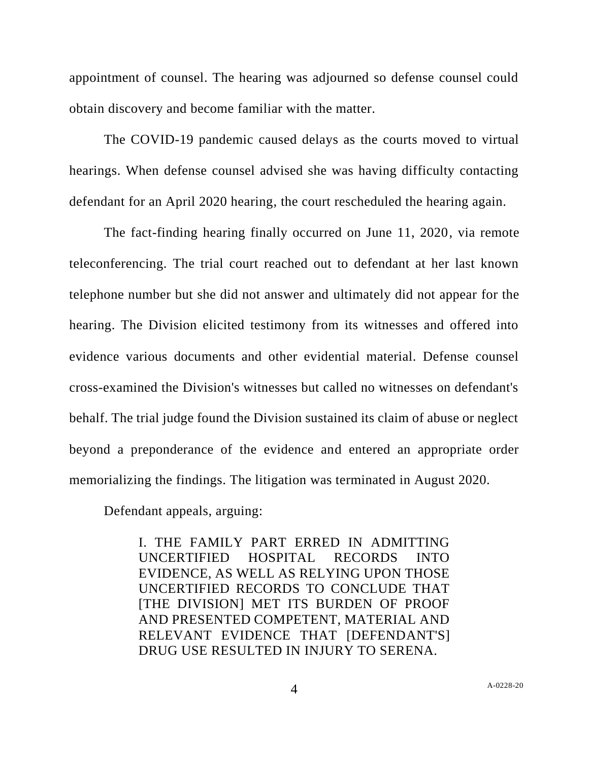appointment of counsel. The hearing was adjourned so defense counsel could obtain discovery and become familiar with the matter.

The COVID-19 pandemic caused delays as the courts moved to virtual hearings. When defense counsel advised she was having difficulty contacting defendant for an April 2020 hearing, the court rescheduled the hearing again.

The fact-finding hearing finally occurred on June 11, 2020, via remote teleconferencing. The trial court reached out to defendant at her last known telephone number but she did not answer and ultimately did not appear for the hearing. The Division elicited testimony from its witnesses and offered into evidence various documents and other evidential material. Defense counsel cross-examined the Division's witnesses but called no witnesses on defendant's behalf. The trial judge found the Division sustained its claim of abuse or neglect beyond a preponderance of the evidence and entered an appropriate order memorializing the findings. The litigation was terminated in August 2020.

Defendant appeals, arguing:

> I. THE FAMILY PART ERRED IN ADMITTING UNCERTIFIED HOSPITAL RECORDS INTO EVIDENCE, AS WELL AS RELYING UPON THOSE UNCERTIFIED RECORDS TO CONCLUDE THAT [THE DIVISION] MET ITS BURDEN OF PROOF AND PRESENTED COMPETENT, MATERIAL AND RELEVANT EVIDENCE THAT [DEFENDANT'S] DRUG USE RESULTED IN INJURY TO SERENA.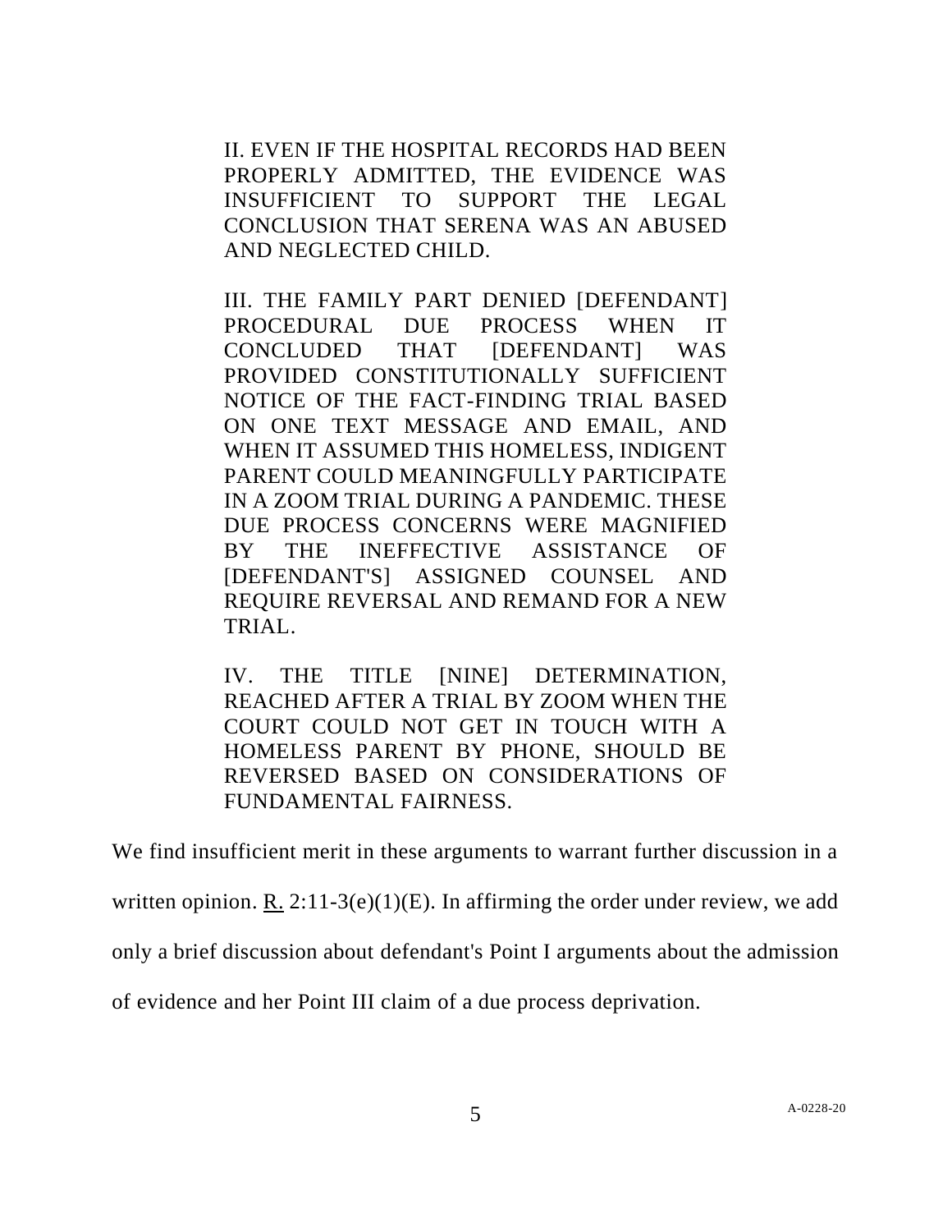> II. EVEN IF THE HOSPITAL RECORDS HAD BEEN PROPERLY ADMITTED, THE EVIDENCE WAS INSUFFICIENT TO SUPPORT THE LEGAL CONCLUSION THAT SERENA WAS AN ABUSED AND NEGLECTED CHILD.
>
> III. THE FAMILY PART DENIED [DEFENDANT] PROCEDURAL DUE PROCESS WHEN IT CONCLUDED THAT [DEFENDANT] WAS PROVIDED CONSTITUTIONALLY SUFFICIENT NOTICE OF THE FACT-FINDING TRIAL BASED ON ONE TEXT MESSAGE AND EMAIL, AND WHEN IT ASSUMED THIS HOMELESS, INDIGENT PARENT COULD MEANINGFULLY PARTICIPATE IN A ZOOM TRIAL DURING A PANDEMIC. THESE DUE PROCESS CONCERNS WERE MAGNIFIED BY THE INEFFECTIVE ASSISTANCE OF [DEFENDANT'S] ASSIGNED COUNSEL AND REQUIRE REVERSAL AND REMAND FOR A NEW TRIAL.
>
> IV. THE TITLE [NINE] DETERMINATION, REACHED AFTER A TRIAL BY ZOOM WHEN THE COURT COULD NOT GET IN TOUCH WITH A HOMELESS PARENT BY PHONE, SHOULD BE REVERSED BASED ON CONSIDERATIONS OF FUNDAMENTAL FAIRNESS.

We find insufficient merit in these arguments to warrant further discussion in a written opinion. R. 2:11-3(e)(1)(E). In affirming the order under review, we add only a brief discussion about defendant's Point I arguments about the admission of evidence and her Point III claim of a due process deprivation.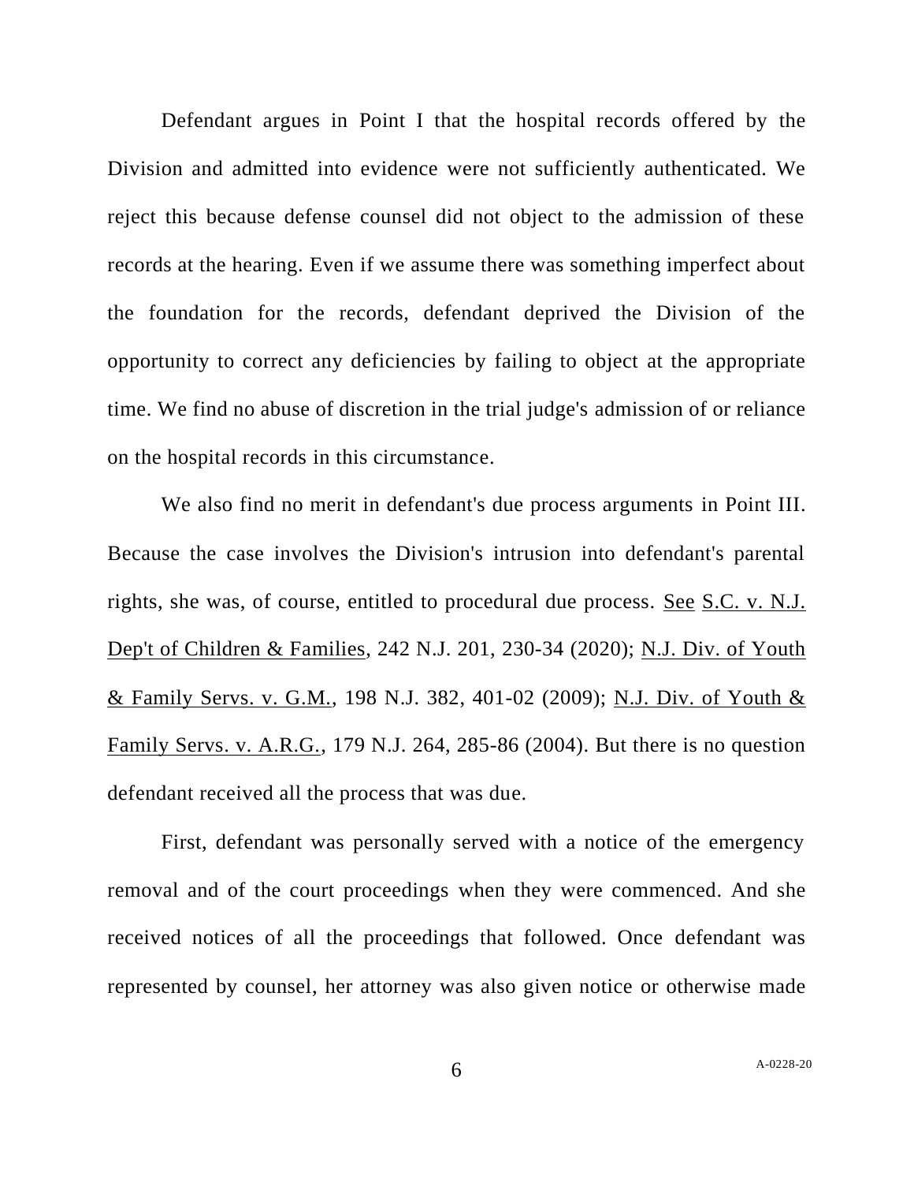Defendant argues in Point I that the hospital records offered by the Division and admitted into evidence were not sufficiently authenticated. We reject this because defense counsel did not object to the admission of these records at the hearing. Even if we assume there was something imperfect about the foundation for the records, defendant deprived the Division of the opportunity to correct any deficiencies by failing to object at the appropriate time. We find no abuse of discretion in the trial judge's admission of or reliance on the hospital records in this circumstance.

We also find no merit in defendant's due process arguments in Point III. Because the case involves the Division's intrusion into defendant's parental rights, she was, of course, entitled to procedural due process. See S.C. v. N.J. Dep't of Children & Families, 242 N.J. 201, 230-34 (2020); N.J. Div. of Youth & Family Servs. v. G.M., 198 N.J. 382, 401-02 (2009); N.J. Div. of Youth & Family Servs. v. A.R.G., 179 N.J. 264, 285-86 (2004). But there is no question defendant received all the process that was due.

First, defendant was personally served with a notice of the emergency removal and of the court proceedings when they were commenced. And she received notices of all the proceedings that followed. Once defendant was represented by counsel, her attorney was also given notice or otherwise made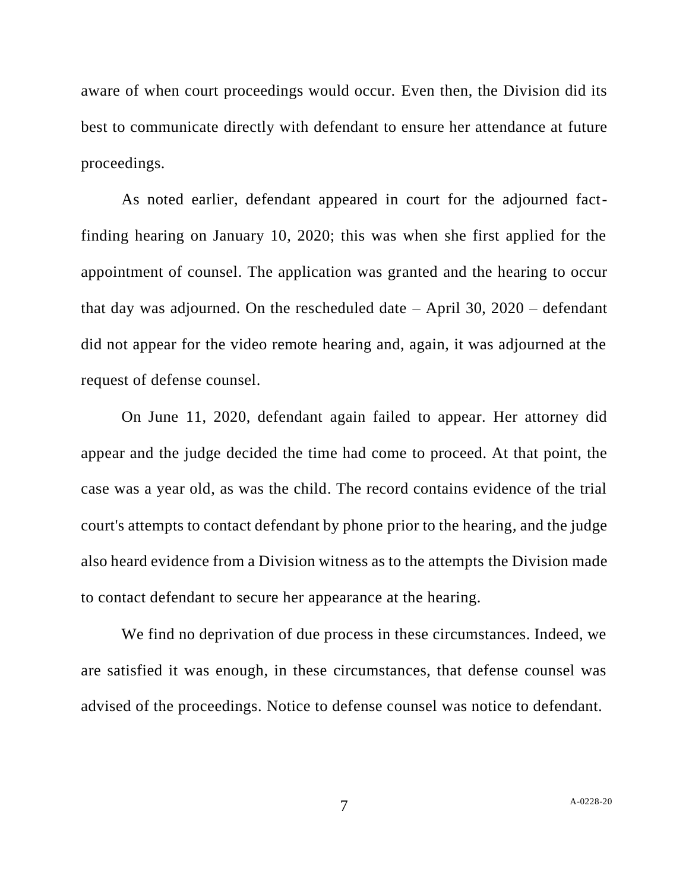aware of when court proceedings would occur. Even then, the Division did its best to communicate directly with defendant to ensure her attendance at future proceedings.

As noted earlier, defendant appeared in court for the adjourned fact-finding hearing on January 10, 2020; this was when she first applied for the appointment of counsel. The application was granted and the hearing to occur that day was adjourned. On the rescheduled date – April 30, 2020 – defendant did not appear for the video remote hearing and, again, it was adjourned at the request of defense counsel.

On June 11, 2020, defendant again failed to appear. Her attorney did appear and the judge decided the time had come to proceed. At that point, the case was a year old, as was the child. The record contains evidence of the trial court's attempts to contact defendant by phone prior to the hearing, and the judge also heard evidence from a Division witness as to the attempts the Division made to contact defendant to secure her appearance at the hearing.

We find no deprivation of due process in these circumstances. Indeed, we are satisfied it was enough, in these circumstances, that defense counsel was advised of the proceedings. Notice to defense counsel was notice to defendant.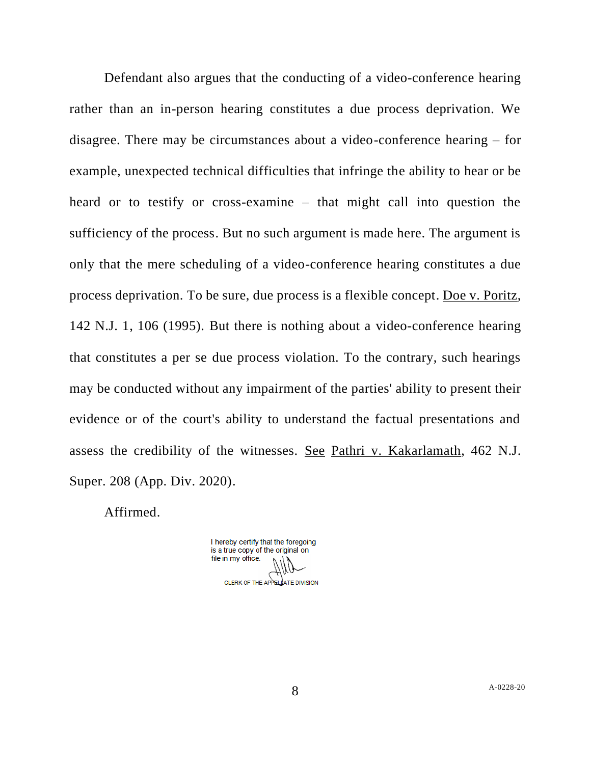Defendant also argues that the conducting of a video-conference hearing rather than an in-person hearing constitutes a due process deprivation. We disagree. There may be circumstances about a video-conference hearing – for example, unexpected technical difficulties that infringe the ability to hear or be heard or to testify or cross-examine – that might call into question the sufficiency of the process. But no such argument is made here. The argument is only that the mere scheduling of a video-conference hearing constitutes a due process deprivation. To be sure, due process is a flexible concept. Doe v. Poritz, 142 N.J. 1, 106 (1995). But there is nothing about a video-conference hearing that constitutes a per se due process violation. To the contrary, such hearings may be conducted without any impairment of the parties' ability to present their evidence or of the court's ability to understand the factual presentations and assess the credibility of the witnesses. See Pathri v. Kakarlamath, 462 N.J. Super. 208 (App. Div. 2020).

Affirmed.

I hereby certify that the foregoing is a true copy of the original on file in my office.

CLERK OF THE APPELLATE DIVISION